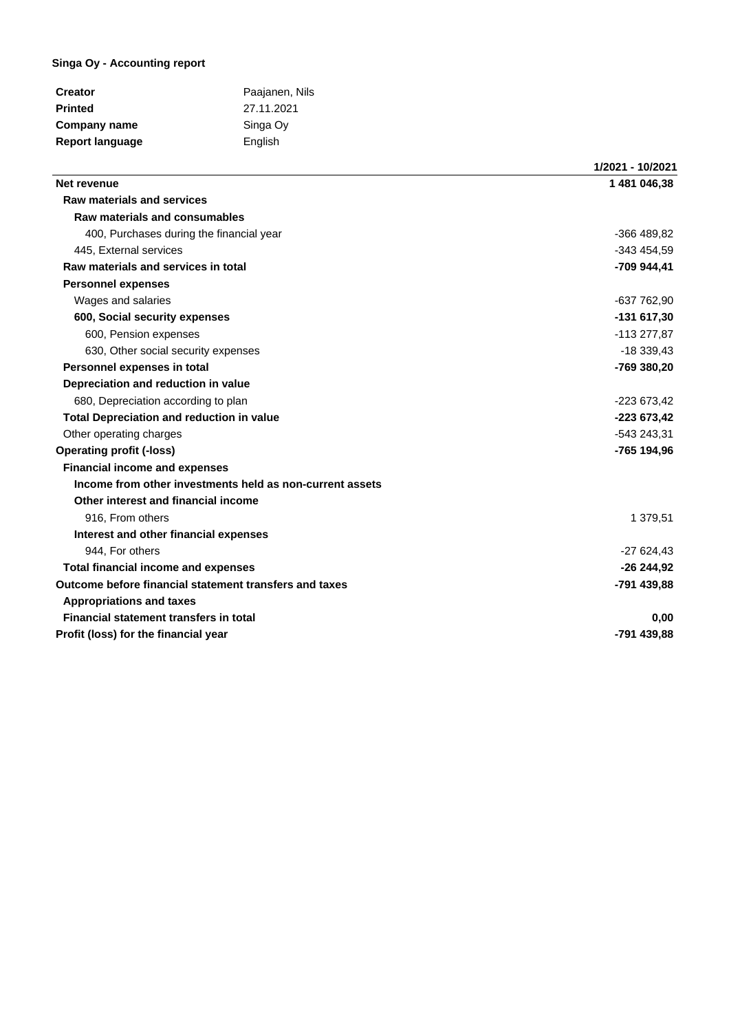**Singa Oy - Accounting report**

| | |
|---|---|
| **Creator** | Paajanen, Nils |
| **Printed** | 27.11.2021 |
| **Company name** | Singa Oy |
| **Report language** | English |

| | **1/2021 - 10/2021** |
|---|---|
| **Net revenue** | **1 481 046,38** |
| **Raw materials and services** | |
| **Raw materials and consumables** | |
| 400, Purchases during the financial year | -366 489,82 |
| 445, External services | -343 454,59 |
| **Raw materials and services in total** | **-709 944,41** |
| **Personnel expenses** | |
| Wages and salaries | -637 762,90 |
| **600, Social security expenses** | **-131 617,30** |
| 600, Pension expenses | -113 277,87 |
| 630, Other social security expenses | -18 339,43 |
| **Personnel expenses in total** | **-769 380,20** |
| **Depreciation and reduction in value** | |
| 680, Depreciation according to plan | -223 673,42 |
| **Total Depreciation and reduction in value** | **-223 673,42** |
| Other operating charges | -543 243,31 |
| **Operating profit (-loss)** | **-765 194,96** |
| **Financial income and expenses** | |
| **Income from other investments held as non-current assets** | |
| **Other interest and financial income** | |
| 916, From others | 1 379,51 |
| **Interest and other financial expenses** | |
| 944, For others | -27 624,43 |
| **Total financial income and expenses** | **-26 244,92** |
| **Outcome before financial statement transfers and taxes** | **-791 439,88** |
| **Appropriations and taxes** | |
| **Financial statement transfers in total** | **0,00** |
| **Profit (loss) for the financial year** | **-791 439,88** |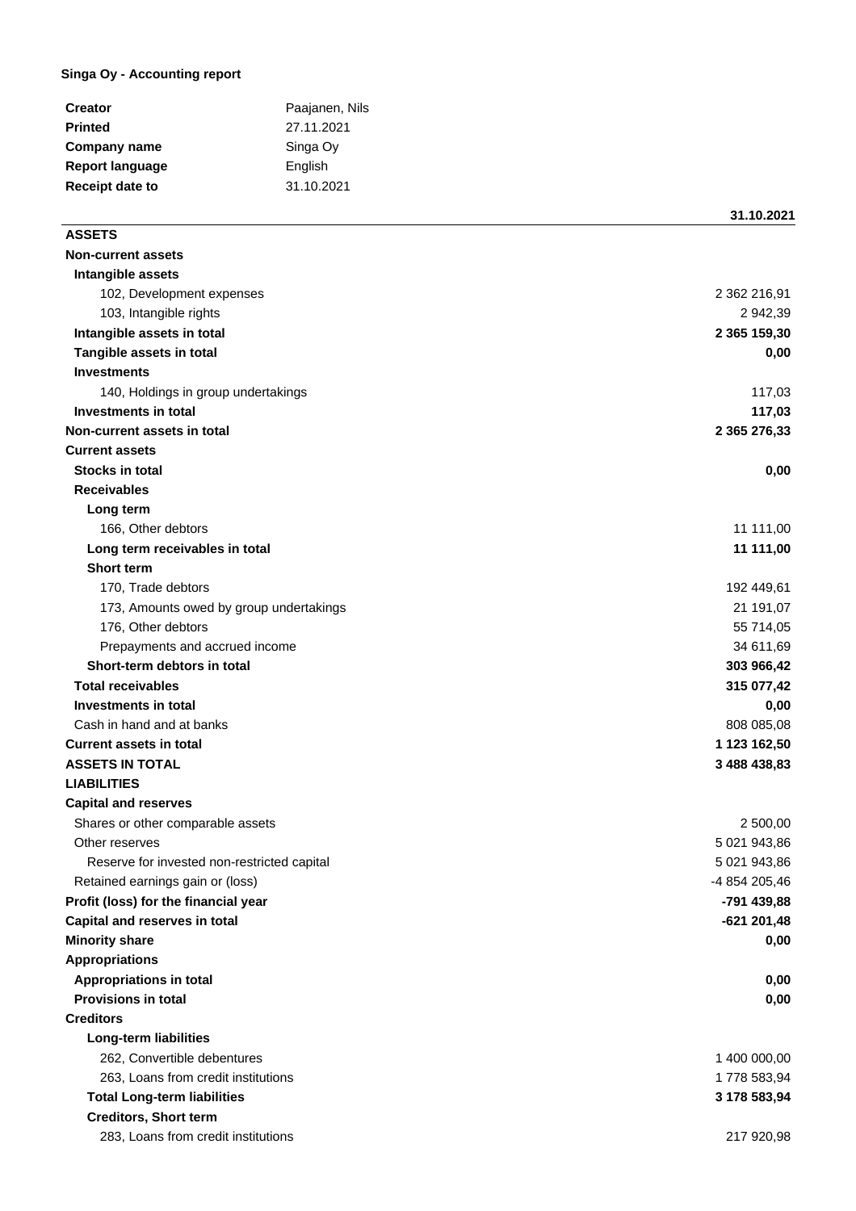**Singa Oy - Accounting report**

| | |
|---|---|
| **Creator** | Paajanen, Nils |
| **Printed** | 27.11.2021 |
| **Company name** | Singa Oy |
| **Report language** | English |
| **Receipt date to** | 31.10.2021 |

| | 31.10.2021 |
|---|---:|
| **ASSETS** | |
| **Non-current assets** | |
| **Intangible assets** | |
| 102, Development expenses | 2 362 216,91 |
| 103, Intangible rights | 2 942,39 |
| **Intangible assets in total** | **2 365 159,30** |
| **Tangible assets in total** | **0,00** |
| **Investments** | |
| 140, Holdings in group undertakings | 117,03 |
| **Investments in total** | **117,03** |
| **Non-current assets in total** | **2 365 276,33** |
| **Current assets** | |
| **Stocks in total** | **0,00** |
| **Receivables** | |
| **Long term** | |
| 166, Other debtors | 11 111,00 |
| **Long term receivables in total** | **11 111,00** |
| **Short term** | |
| 170, Trade debtors | 192 449,61 |
| 173, Amounts owed by group undertakings | 21 191,07 |
| 176, Other debtors | 55 714,05 |
| Prepayments and accrued income | 34 611,69 |
| **Short-term debtors in total** | **303 966,42** |
| **Total receivables** | **315 077,42** |
| **Investments in total** | **0,00** |
| Cash in hand and at banks | 808 085,08 |
| **Current assets in total** | **1 123 162,50** |
| **ASSETS IN TOTAL** | **3 488 438,83** |
| **LIABILITIES** | |
| **Capital and reserves** | |
| Shares or other comparable assets | 2 500,00 |
| Other reserves | 5 021 943,86 |
| Reserve for invested non-restricted capital | 5 021 943,86 |
| Retained earnings gain or (loss) | -4 854 205,46 |
| **Profit (loss) for the financial year** | **-791 439,88** |
| **Capital and reserves in total** | **-621 201,48** |
| **Minority share** | **0,00** |
| **Appropriations** | |
| **Appropriations in total** | **0,00** |
| **Provisions in total** | **0,00** |
| **Creditors** | |
| **Long-term liabilities** | |
| 262, Convertible debentures | 1 400 000,00 |
| 263, Loans from credit institutions | 1 778 583,94 |
| **Total Long-term liabilities** | **3 178 583,94** |
| **Creditors, Short term** | |
| 283, Loans from credit institutions | 217 920,98 |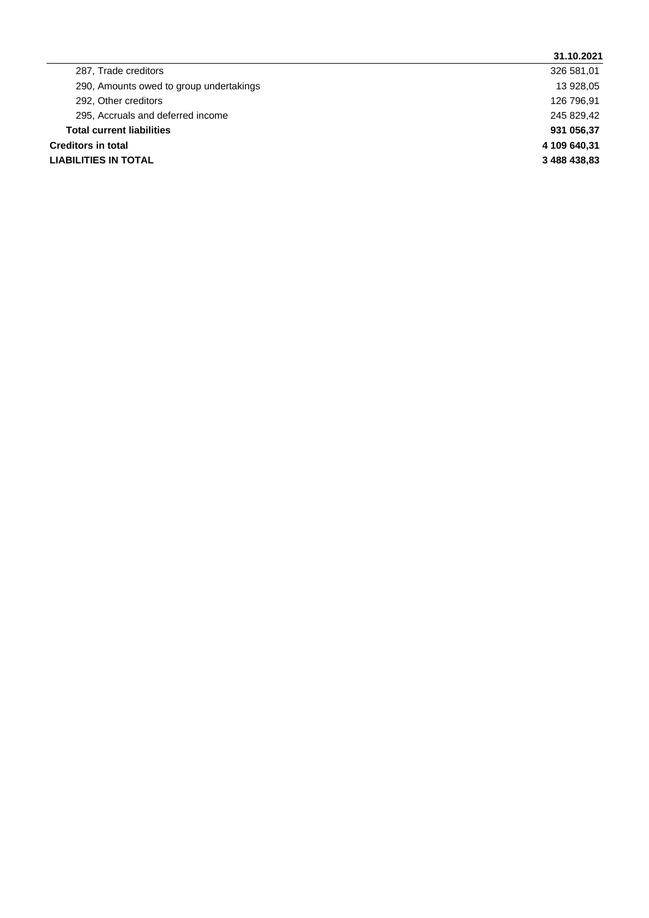| | 31.10.2021 |
|---|---|
| 287, Trade creditors | 326 581,01 |
| 290, Amounts owed to group undertakings | 13 928,05 |
| 292, Other creditors | 126 796,91 |
| 295, Accruals and deferred income | 245 829,42 |
| **Total current liabilities** | **931 056,37** |
| **Creditors in total** | **4 109 640,31** |
| **LIABILITIES IN TOTAL** | **3 488 438,83** |